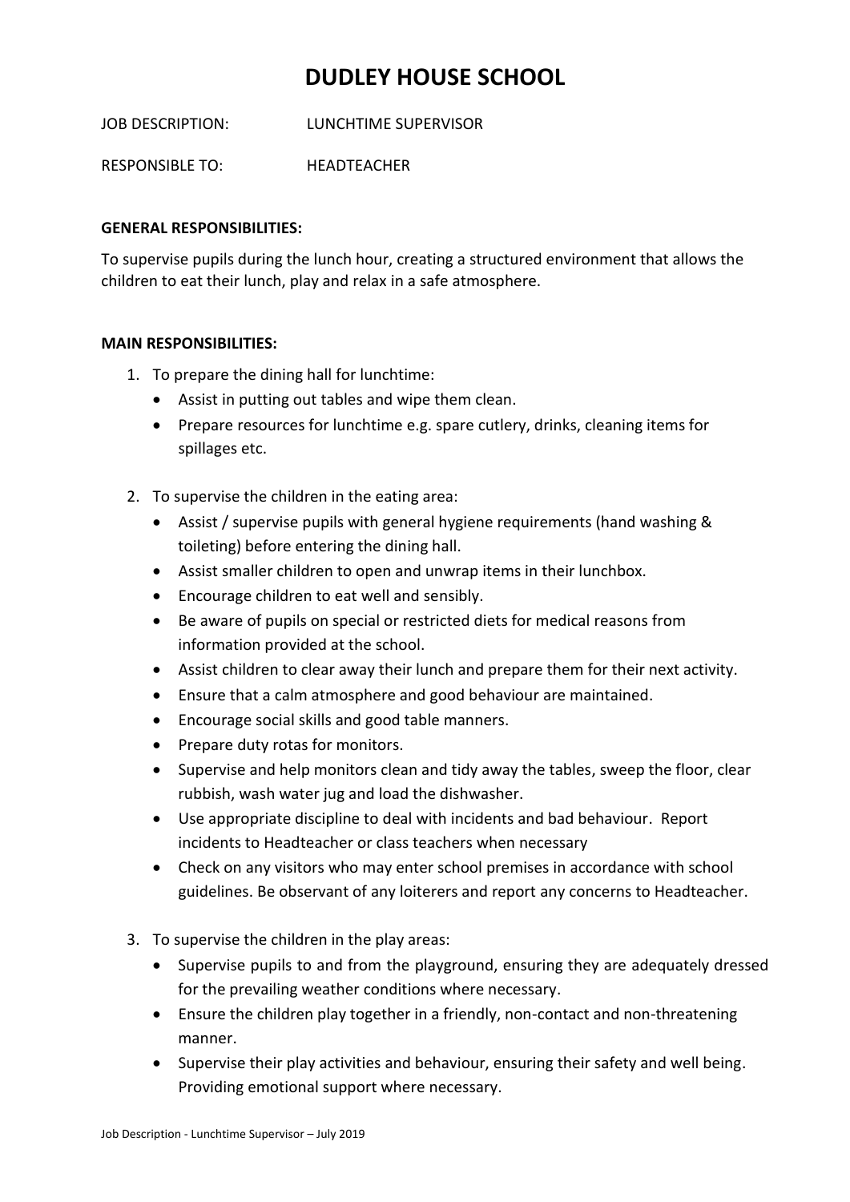# DUDLEY HOUSE SCHOOL

JOB DESCRIPTION: LUNCHTIME SUPERVISOR

RESPONSIBLE TO: HEADTEACHER

**GENERAL RESPONSIBILITIES:**

To supervise pupils during the lunch hour, creating a structured environment that allows the children to eat their lunch, play and relax in a safe atmosphere.

**MAIN RESPONSIBILITIES:**

1. To prepare the dining hall for lunchtime:
   - Assist in putting out tables and wipe them clean.
   - Prepare resources for lunchtime e.g. spare cutlery, drinks, cleaning items for spillages etc.

2. To supervise the children in the eating area:
   - Assist / supervise pupils with general hygiene requirements (hand washing & toileting) before entering the dining hall.
   - Assist smaller children to open and unwrap items in their lunchbox.
   - Encourage children to eat well and sensibly.
   - Be aware of pupils on special or restricted diets for medical reasons from information provided at the school.
   - Assist children to clear away their lunch and prepare them for their next activity.
   - Ensure that a calm atmosphere and good behaviour are maintained.
   - Encourage social skills and good table manners.
   - Prepare duty rotas for monitors.
   - Supervise and help monitors clean and tidy away the tables, sweep the floor, clear rubbish, wash water jug and load the dishwasher.
   - Use appropriate discipline to deal with incidents and bad behaviour. Report incidents to Headteacher or class teachers when necessary
   - Check on any visitors who may enter school premises in accordance with school guidelines. Be observant of any loiterers and report any concerns to Headteacher.

3. To supervise the children in the play areas:
   - Supervise pupils to and from the playground, ensuring they are adequately dressed for the prevailing weather conditions where necessary.
   - Ensure the children play together in a friendly, non-contact and non-threatening manner.
   - Supervise their play activities and behaviour, ensuring their safety and well being. Providing emotional support where necessary.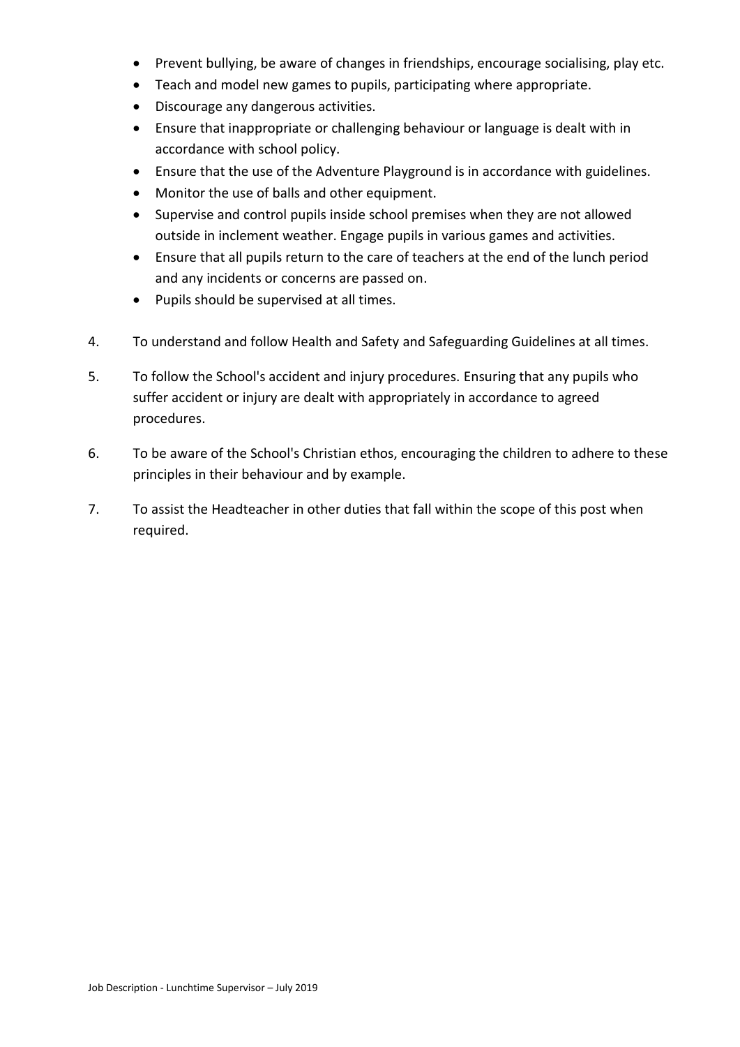- Prevent bullying, be aware of changes in friendships, encourage socialising, play etc.
- Teach and model new games to pupils, participating where appropriate.
- Discourage any dangerous activities.
- Ensure that inappropriate or challenging behaviour or language is dealt with in accordance with school policy.
- Ensure that the use of the Adventure Playground is in accordance with guidelines.
- Monitor the use of balls and other equipment.
- Supervise and control pupils inside school premises when they are not allowed outside in inclement weather. Engage pupils in various games and activities.
- Ensure that all pupils return to the care of teachers at the end of the lunch period and any incidents or concerns are passed on.
- Pupils should be supervised at all times.

4. To understand and follow Health and Safety and Safeguarding Guidelines at all times.
5. To follow the School's accident and injury procedures. Ensuring that any pupils who suffer accident or injury are dealt with appropriately in accordance to agreed procedures.
6. To be aware of the School's Christian ethos, encouraging the children to adhere to these principles in their behaviour and by example.
7. To assist the Headteacher in other duties that fall within the scope of this post when required.